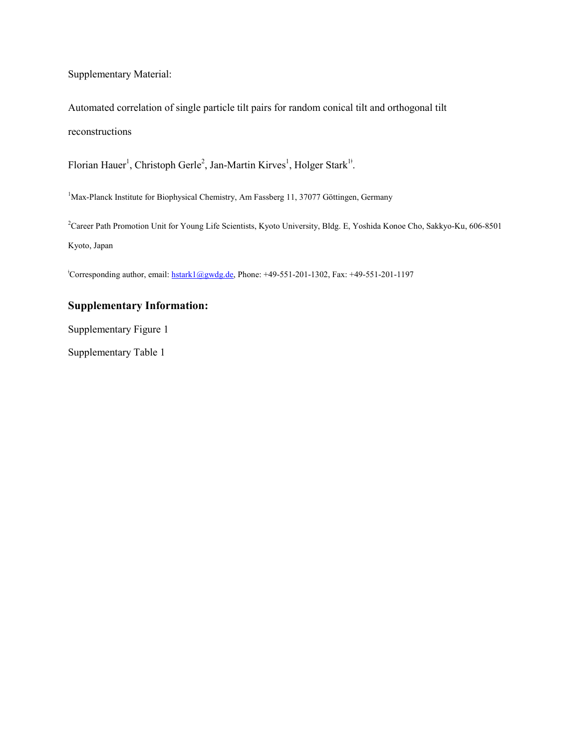Supplementary Material:

Automated correlation of single particle tilt pairs for random conical tilt and orthogonal tilt reconstructions

Florian Hauer[1], Christoph Gerle[2], Jan-Martin Kirves[1], Holger Stark[1ǂ].

[1]Max-Planck Institute for Biophysical Chemistry, Am Fassberg 11, 37077 Göttingen, Germany

[2]Career Path Promotion Unit for Young Life Scientists, Kyoto University, Bldg. E, Yoshida Konoe Cho, Sakkyo-Ku, 606-8501 Kyoto, Japan

[ǂ]Corresponding author, email: hstark1@gwdg.de, Phone: +49-551-201-1302, Fax: +49-551-201-1197

## Supplementary Information:

Supplementary Figure 1

Supplementary Table 1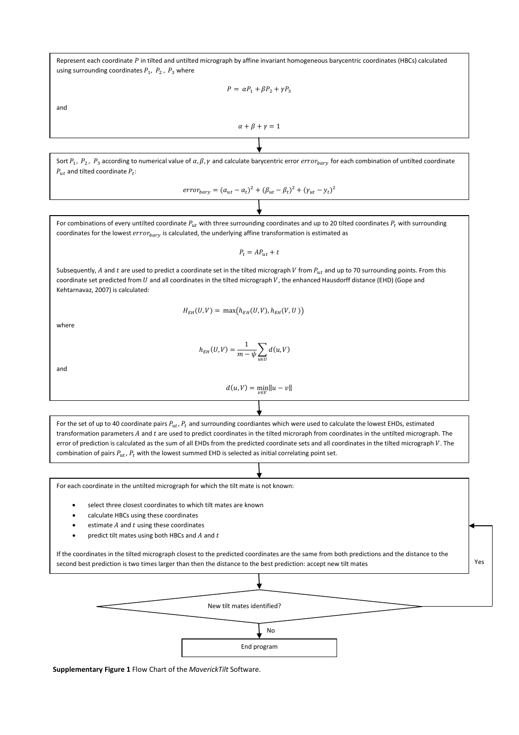Represent each coordinate $P$ in tilted and untilted micrograph by affine invariant homogeneous barycentric coordinates (HBCs) calculated using surrounding coordinates $P_1$, $P_2$, $P_3$ where

$$P = \alpha P_1 + \beta P_2 + \gamma P_3$$

and

$$\alpha + \beta + \gamma = 1$$

Sort $P_1$, $P_2$, $P_3$ according to numerical value of $\alpha, \beta, \gamma$ and calculate barycentric error $error_{bary}$ for each combination of untilted coordinate $P_{ut}$ and tilted coordinate $P_t$:

$$error_{bary} = (\alpha_{ut} - \alpha_t)^2 + (\beta_{ut} - \beta_t)^2 + (\gamma_{ut} - y_t)^2$$

For combinations of every untilted coordinate $P_{ut}$ with three surrounding coordinates and up to 20 tilted coordinates $P_t$ with surrounding coordinates for the lowest $error_{bary}$ is calculated, the underlying affine transformation is estimated as

$$P_t = AP_{ut} + t$$

Subsequently, $A$ and $t$ are used to predict a coordinate set in the tilted micrograph $V$ from $P_{ut}$ and up to 70 surrounding points. From this coordinate set predicted from $U$ and all coordinates in the tilted micrograph $V$, the enhanced Hausdorff distance (EHD) (Gope and Kehtarnavaz, 2007) is calculated:

$$H_{EH}(U,V) = \max\left(h_{EH}(U,V), h_{EH}(V,U)\right)$$

where

$$h_{EH}(U,V) = \frac{1}{m-\psi}\sum_{u \in U} d(u,V)$$

and

$$d(u,V) = \min_{v \in V}\|u - v\|$$

For the set of up to 40 coordinate pairs $P_{ut}$, $P_t$ and surrounding coordiantes which were used to calculate the lowest EHDs, estimated transformation parameters $A$ and $t$ are used to predict coordinates in the tilted microraph from coordinates in the untilted micrograph. The error of prediction is calculated as the sum of all EHDs from the predicted coordinate sets and all coordinates in the tilted micrograph $V$. The combination of pairs $P_{ut}$, $P_t$ with the lowest summed EHD is selected as initial correlating point set.

For each coordinate in the untilted micrograph for which the tilt mate is not known:

- select three closest coordinates to which tilt mates are known
- calculate HBCs using these coordinates
- estimate $A$ and $t$ using these coordinates
- predict tilt mates using both HBCs and $A$ and $t$

If the coordinates in the tilted micrograph closest to the predicted coordinates are the same from both predictions and the distance to the second best prediction is two times larger than then the distance to the best prediction: accept new tilt mates

New tilt mates identified? — Yes: return to previous step; No: End program

**Supplementary Figure 1** Flow Chart of the *MaverickTilt* Software.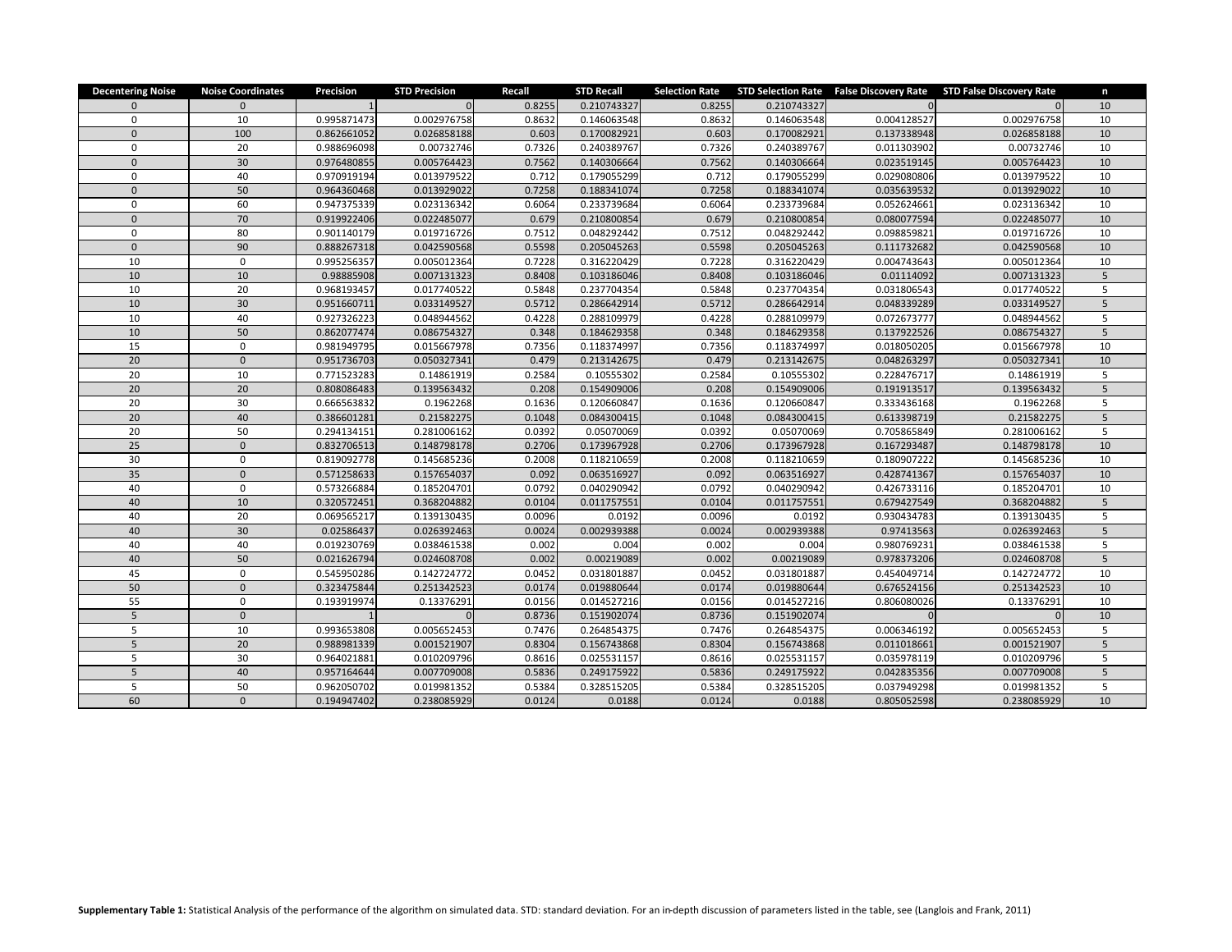| Decentering Noise | Noise Coordinates | Precision | STD Precision | Recall | STD Recall | Selection Rate | STD Selection Rate | False Discovery Rate | STD False Discovery Rate | n |
|---|---|---|---|---|---|---|---|---|---|---|
| 0 | 0 | 1 | 0 | 0.8255 | 0.210743327 | 0.8255 | 0.210743327 | 0 | 0 | 10 |
| 0 | 10 | 0.995871473 | 0.002976758 | 0.8632 | 0.146063548 | 0.8632 | 0.146063548 | 0.004128527 | 0.002976758 | 10 |
| 0 | 100 | 0.862661052 | 0.026858188 | 0.603 | 0.170082921 | 0.603 | 0.170082921 | 0.137338948 | 0.026858188 | 10 |
| 0 | 20 | 0.988696098 | 0.00732746 | 0.7326 | 0.240389767 | 0.7326 | 0.240389767 | 0.011303902 | 0.00732746 | 10 |
| 0 | 30 | 0.976480855 | 0.005764423 | 0.7562 | 0.140306664 | 0.7562 | 0.140306664 | 0.023519145 | 0.005764423 | 10 |
| 0 | 40 | 0.970919194 | 0.013979522 | 0.712 | 0.179055299 | 0.712 | 0.179055299 | 0.029080806 | 0.013979522 | 10 |
| 0 | 50 | 0.964360468 | 0.013929022 | 0.7258 | 0.188341074 | 0.7258 | 0.188341074 | 0.035639532 | 0.013929022 | 10 |
| 0 | 60 | 0.947375339 | 0.023136342 | 0.6064 | 0.233739684 | 0.6064 | 0.233739684 | 0.052624661 | 0.023136342 | 10 |
| 0 | 70 | 0.919922406 | 0.022485077 | 0.679 | 0.210800854 | 0.679 | 0.210800854 | 0.080077594 | 0.022485077 | 10 |
| 0 | 80 | 0.901140179 | 0.019716726 | 0.7512 | 0.048292442 | 0.7512 | 0.048292442 | 0.098859821 | 0.019716726 | 10 |
| 0 | 90 | 0.888267318 | 0.042590568 | 0.5598 | 0.205045263 | 0.5598 | 0.205045263 | 0.111732682 | 0.042590568 | 10 |
| 10 | 0 | 0.995256357 | 0.005012364 | 0.7228 | 0.316220429 | 0.7228 | 0.316220429 | 0.004743643 | 0.005012364 | 10 |
| 10 | 10 | 0.98885908 | 0.007131323 | 0.8408 | 0.103186046 | 0.8408 | 0.103186046 | 0.01114092 | 0.007131323 | 5 |
| 10 | 20 | 0.968193457 | 0.017740522 | 0.5848 | 0.237704354 | 0.5848 | 0.237704354 | 0.031806543 | 0.017740522 | 5 |
| 10 | 30 | 0.951660711 | 0.033149527 | 0.5712 | 0.286642914 | 0.5712 | 0.286642914 | 0.048339289 | 0.033149527 | 5 |
| 10 | 40 | 0.927326223 | 0.048944562 | 0.4228 | 0.288109979 | 0.4228 | 0.288109979 | 0.072673777 | 0.048944562 | 5 |
| 10 | 50 | 0.862077474 | 0.086754327 | 0.348 | 0.184629358 | 0.348 | 0.184629358 | 0.137922526 | 0.086754327 | 5 |
| 15 | 0 | 0.981949795 | 0.015667978 | 0.7356 | 0.118374997 | 0.7356 | 0.118374997 | 0.018050205 | 0.015667978 | 10 |
| 20 | 0 | 0.951736703 | 0.050327341 | 0.479 | 0.213142675 | 0.479 | 0.213142675 | 0.048263297 | 0.050327341 | 10 |
| 20 | 10 | 0.771523283 | 0.14861919 | 0.2584 | 0.10555302 | 0.2584 | 0.10555302 | 0.228476717 | 0.14861919 | 5 |
| 20 | 20 | 0.808086483 | 0.139563432 | 0.208 | 0.154909006 | 0.208 | 0.154909006 | 0.191913517 | 0.139563432 | 5 |
| 20 | 30 | 0.666563832 | 0.1962268 | 0.1636 | 0.120660847 | 0.1636 | 0.120660847 | 0.333436168 | 0.1962268 | 5 |
| 20 | 40 | 0.386601281 | 0.21582275 | 0.1048 | 0.084300415 | 0.1048 | 0.084300415 | 0.613398719 | 0.21582275 | 5 |
| 20 | 50 | 0.294134151 | 0.281006162 | 0.0392 | 0.05070069 | 0.0392 | 0.05070069 | 0.705865849 | 0.281006162 | 5 |
| 25 | 0 | 0.832706513 | 0.148798178 | 0.2706 | 0.173967928 | 0.2706 | 0.173967928 | 0.167293487 | 0.148798178 | 10 |
| 30 | 0 | 0.819092778 | 0.145685236 | 0.2008 | 0.118210659 | 0.2008 | 0.118210659 | 0.180907222 | 0.145685236 | 10 |
| 35 | 0 | 0.571258633 | 0.157654037 | 0.092 | 0.063516927 | 0.092 | 0.063516927 | 0.428741367 | 0.157654037 | 10 |
| 40 | 0 | 0.573266884 | 0.185204701 | 0.0792 | 0.040290942 | 0.0792 | 0.040290942 | 0.426733116 | 0.185204701 | 10 |
| 40 | 10 | 0.320572451 | 0.368204882 | 0.0104 | 0.011757551 | 0.0104 | 0.011757551 | 0.679427549 | 0.368204882 | 5 |
| 40 | 20 | 0.069565217 | 0.139130435 | 0.0096 | 0.0192 | 0.0096 | 0.0192 | 0.930434783 | 0.139130435 | 5 |
| 40 | 30 | 0.02586437 | 0.026392463 | 0.0024 | 0.002939388 | 0.0024 | 0.002939388 | 0.97413563 | 0.026392463 | 5 |
| 40 | 40 | 0.019230769 | 0.038461538 | 0.002 | 0.004 | 0.002 | 0.004 | 0.980769231 | 0.038461538 | 5 |
| 40 | 50 | 0.021626794 | 0.024608708 | 0.002 | 0.00219089 | 0.002 | 0.00219089 | 0.978373206 | 0.024608708 | 5 |
| 45 | 0 | 0.545950286 | 0.142724772 | 0.0452 | 0.031801887 | 0.0452 | 0.031801887 | 0.454049714 | 0.142724772 | 10 |
| 50 | 0 | 0.323475844 | 0.251342523 | 0.0174 | 0.019880644 | 0.0174 | 0.019880644 | 0.676524156 | 0.251342523 | 10 |
| 55 | 0 | 0.193919974 | 0.13376291 | 0.0156 | 0.014527216 | 0.0156 | 0.014527216 | 0.806080026 | 0.13376291 | 10 |
| 5 | 0 | 1 | 0 | 0.8736 | 0.151902074 | 0.8736 | 0.151902074 | 0 | 0 | 10 |
| 5 | 10 | 0.993653808 | 0.005652453 | 0.7476 | 0.264854375 | 0.7476 | 0.264854375 | 0.006346192 | 0.005652453 | 5 |
| 5 | 20 | 0.988981339 | 0.001521907 | 0.8304 | 0.156743868 | 0.8304 | 0.156743868 | 0.011018661 | 0.001521907 | 5 |
| 5 | 30 | 0.964021881 | 0.010209796 | 0.8616 | 0.025531157 | 0.8616 | 0.025531157 | 0.035978119 | 0.010209796 | 5 |
| 5 | 40 | 0.957164644 | 0.007709008 | 0.5836 | 0.249175922 | 0.5836 | 0.249175922 | 0.042835356 | 0.007709008 | 5 |
| 5 | 50 | 0.962050702 | 0.019981352 | 0.5384 | 0.328515205 | 0.5384 | 0.328515205 | 0.037949298 | 0.019981352 | 5 |
| 60 | 0 | 0.194947402 | 0.238085929 | 0.0124 | 0.0188 | 0.0124 | 0.0188 | 0.805052598 | 0.238085929 | 10 |

**Supplementary Table 1:** Statistical Analysis of the performance of the algorithm on simulated data. STD: standard deviation. For an in-depth discussion of parameters listed in the table, see (Langlois and Frank, 2011)